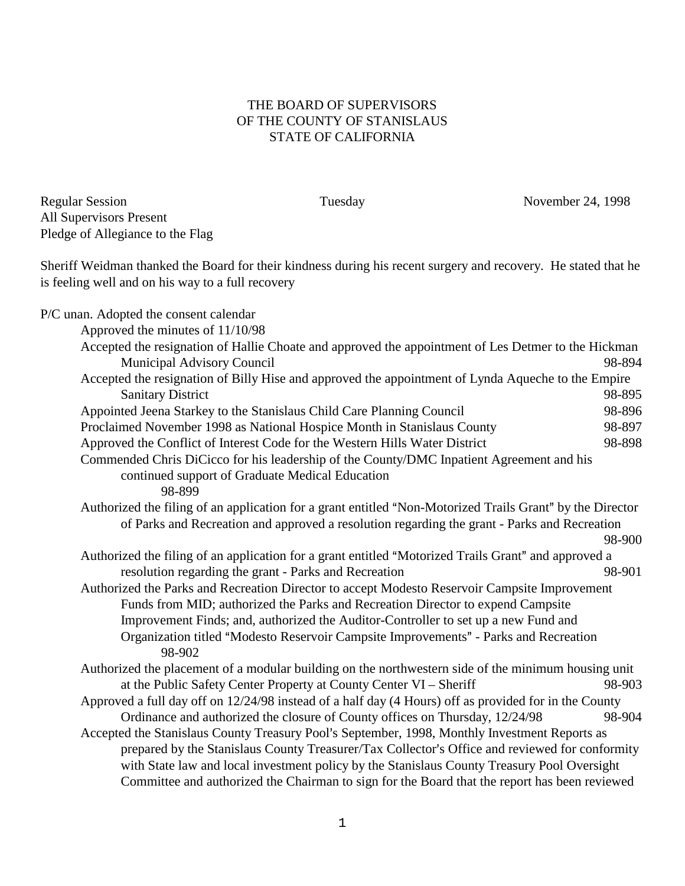THE BOARD OF SUPERVISORS
OF THE COUNTY OF STANISLAUS
STATE OF CALIFORNIA

Regular Session Tuesday November 24, 1998
All Supervisors Present
Pledge of Allegiance to the Flag

Sheriff Weidman thanked the Board for their kindness during his recent surgery and recovery. He stated that he is feeling well and on his way to a full recovery

P/C unan. Adopted the consent calendar

- Approved the minutes of 11/10/98
- Accepted the resignation of Hallie Choate and approved the appointment of Les Detmer to the Hickman Municipal Advisory Council 98-894
- Accepted the resignation of Billy Hise and approved the appointment of Lynda Aqueche to the Empire Sanitary District 98-895
- Appointed Jeena Starkey to the Stanislaus Child Care Planning Council 98-896
- Proclaimed November 1998 as National Hospice Month in Stanislaus County 98-897
- Approved the Conflict of Interest Code for the Western Hills Water District 98-898
- Commended Chris DiCicco for his leadership of the County/DMC Inpatient Agreement and his continued support of Graduate Medical Education 98-899
- Authorized the filing of an application for a grant entitled "Non-Motorized Trails Grant" by the Director of Parks and Recreation and approved a resolution regarding the grant - Parks and Recreation 98-900
- Authorized the filing of an application for a grant entitled "Motorized Trails Grant" and approved a resolution regarding the grant - Parks and Recreation 98-901
- Authorized the Parks and Recreation Director to accept Modesto Reservoir Campsite Improvement Funds from MID; authorized the Parks and Recreation Director to expend Campsite Improvement Finds; and, authorized the Auditor-Controller to set up a new Fund and Organization titled "Modesto Reservoir Campsite Improvements" - Parks and Recreation 98-902
- Authorized the placement of a modular building on the northwestern side of the minimum housing unit at the Public Safety Center Property at County Center VI – Sheriff 98-903
- Approved a full day off on 12/24/98 instead of a half day (4 Hours) off as provided for in the County Ordinance and authorized the closure of County offices on Thursday, 12/24/98 98-904
- Accepted the Stanislaus County Treasury Pool's September, 1998, Monthly Investment Reports as prepared by the Stanislaus County Treasurer/Tax Collector's Office and reviewed for conformity with State law and local investment policy by the Stanislaus County Treasury Pool Oversight Committee and authorized the Chairman to sign for the Board that the report has been reviewed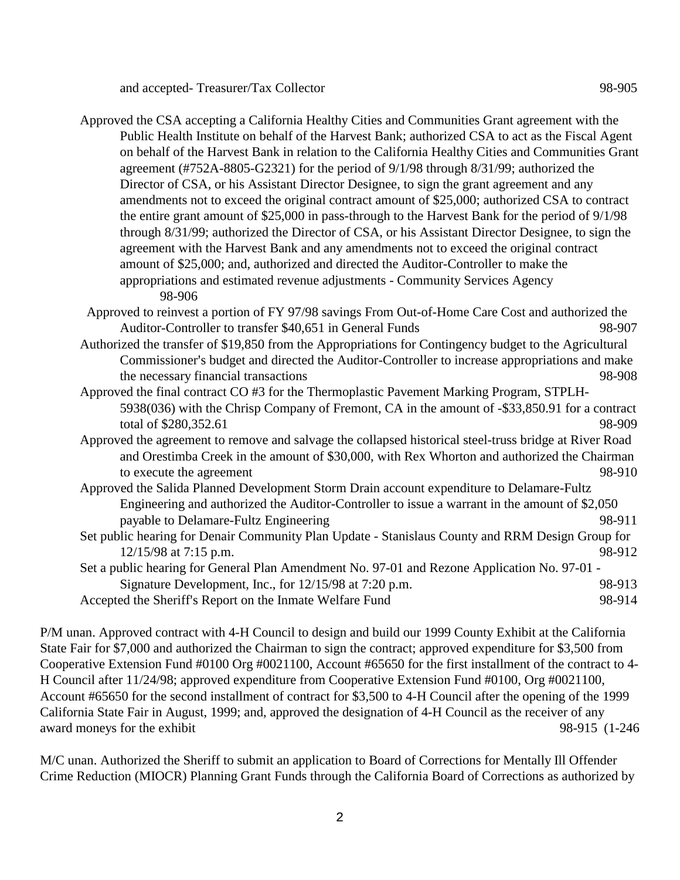and accepted- Treasurer/Tax Collector 98-905

Approved the CSA accepting a California Healthy Cities and Communities Grant agreement with the Public Health Institute on behalf of the Harvest Bank; authorized CSA to act as the Fiscal Agent on behalf of the Harvest Bank in relation to the California Healthy Cities and Communities Grant agreement (#752A-8805-G2321) for the period of 9/1/98 through 8/31/99; authorized the Director of CSA, or his Assistant Director Designee, to sign the grant agreement and any amendments not to exceed the original contract amount of $25,000; authorized CSA to contract the entire grant amount of $25,000 in pass-through to the Harvest Bank for the period of 9/1/98 through 8/31/99; authorized the Director of CSA, or his Assistant Director Designee, to sign the agreement with the Harvest Bank and any amendments not to exceed the original contract amount of $25,000; and, authorized and directed the Auditor-Controller to make the appropriations and estimated revenue adjustments - Community Services Agency 98-906

Approved to reinvest a portion of FY 97/98 savings From Out-of-Home Care Cost and authorized the Auditor-Controller to transfer $40,651 in General Funds 98-907

Authorized the transfer of $19,850 from the Appropriations for Contingency budget to the Agricultural Commissioner's budget and directed the Auditor-Controller to increase appropriations and make the necessary financial transactions 98-908

Approved the final contract CO #3 for the Thermoplastic Pavement Marking Program, STPLH-5938(036) with the Chrisp Company of Fremont, CA in the amount of -$33,850.91 for a contract total of $280,352.61 98-909

Approved the agreement to remove and salvage the collapsed historical steel-truss bridge at River Road and Orestimba Creek in the amount of $30,000, with Rex Whorton and authorized the Chairman to execute the agreement 98-910

Approved the Salida Planned Development Storm Drain account expenditure to Delamare-Fultz Engineering and authorized the Auditor-Controller to issue a warrant in the amount of $2,050 payable to Delamare-Fultz Engineering 98-911

Set public hearing for Denair Community Plan Update - Stanislaus County and RRM Design Group for 12/15/98 at 7:15 p.m. 98-912

Set a public hearing for General Plan Amendment No. 97-01 and Rezone Application No. 97-01 - Signature Development, Inc., for 12/15/98 at 7:20 p.m. 98-913

Accepted the Sheriff's Report on the Inmate Welfare Fund 98-914

P/M unan. Approved contract with 4-H Council to design and build our 1999 County Exhibit at the California State Fair for $7,000 and authorized the Chairman to sign the contract; approved expenditure for $3,500 from Cooperative Extension Fund #0100 Org #0021100, Account #65650 for the first installment of the contract to 4-H Council after 11/24/98; approved expenditure from Cooperative Extension Fund #0100, Org #0021100, Account #65650 for the second installment of contract for $3,500 to 4-H Council after the opening of the 1999 California State Fair in August, 1999; and, approved the designation of 4-H Council as the receiver of any award moneys for the exhibit 98-915 (1-246

M/C unan. Authorized the Sheriff to submit an application to Board of Corrections for Mentally Ill Offender Crime Reduction (MIOCR) Planning Grant Funds through the California Board of Corrections as authorized by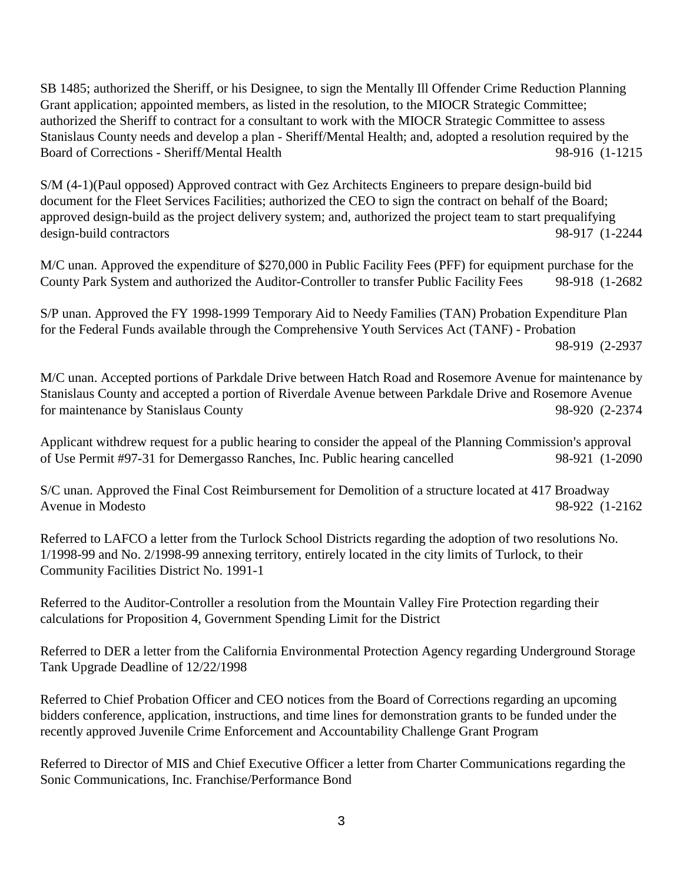SB 1485; authorized the Sheriff, or his Designee, to sign the Mentally Ill Offender Crime Reduction Planning Grant application; appointed members, as listed in the resolution, to the MIOCR Strategic Committee; authorized the Sheriff to contract for a consultant to work with the MIOCR Strategic Committee to assess Stanislaus County needs and develop a plan - Sheriff/Mental Health; and, adopted a resolution required by the Board of Corrections - Sheriff/Mental Health 98-916 (1-1215

S/M (4-1)(Paul opposed) Approved contract with Gez Architects Engineers to prepare design-build bid document for the Fleet Services Facilities; authorized the CEO to sign the contract on behalf of the Board; approved design-build as the project delivery system; and, authorized the project team to start prequalifying design-build contractors 98-917 (1-2244

M/C unan. Approved the expenditure of $270,000 in Public Facility Fees (PFF) for equipment purchase for the County Park System and authorized the Auditor-Controller to transfer Public Facility Fees 98-918 (1-2682

S/P unan. Approved the FY 1998-1999 Temporary Aid to Needy Families (TAN) Probation Expenditure Plan for the Federal Funds available through the Comprehensive Youth Services Act (TANF) - Probation 98-919 (2-2937

M/C unan. Accepted portions of Parkdale Drive between Hatch Road and Rosemore Avenue for maintenance by Stanislaus County and accepted a portion of Riverdale Avenue between Parkdale Drive and Rosemore Avenue for maintenance by Stanislaus County 98-920 (2-2374

Applicant withdrew request for a public hearing to consider the appeal of the Planning Commission's approval of Use Permit #97-31 for Demergasso Ranches, Inc. Public hearing cancelled 98-921 (1-2090

S/C unan. Approved the Final Cost Reimbursement for Demolition of a structure located at 417 Broadway Avenue in Modesto 98-922 (1-2162

Referred to LAFCO a letter from the Turlock School Districts regarding the adoption of two resolutions No. 1/1998-99 and No. 2/1998-99 annexing territory, entirely located in the city limits of Turlock, to their Community Facilities District No. 1991-1

Referred to the Auditor-Controller a resolution from the Mountain Valley Fire Protection regarding their calculations for Proposition 4, Government Spending Limit for the District

Referred to DER a letter from the California Environmental Protection Agency regarding Underground Storage Tank Upgrade Deadline of 12/22/1998

Referred to Chief Probation Officer and CEO notices from the Board of Corrections regarding an upcoming bidders conference, application, instructions, and time lines for demonstration grants to be funded under the recently approved Juvenile Crime Enforcement and Accountability Challenge Grant Program

Referred to Director of MIS and Chief Executive Officer a letter from Charter Communications regarding the Sonic Communications, Inc. Franchise/Performance Bond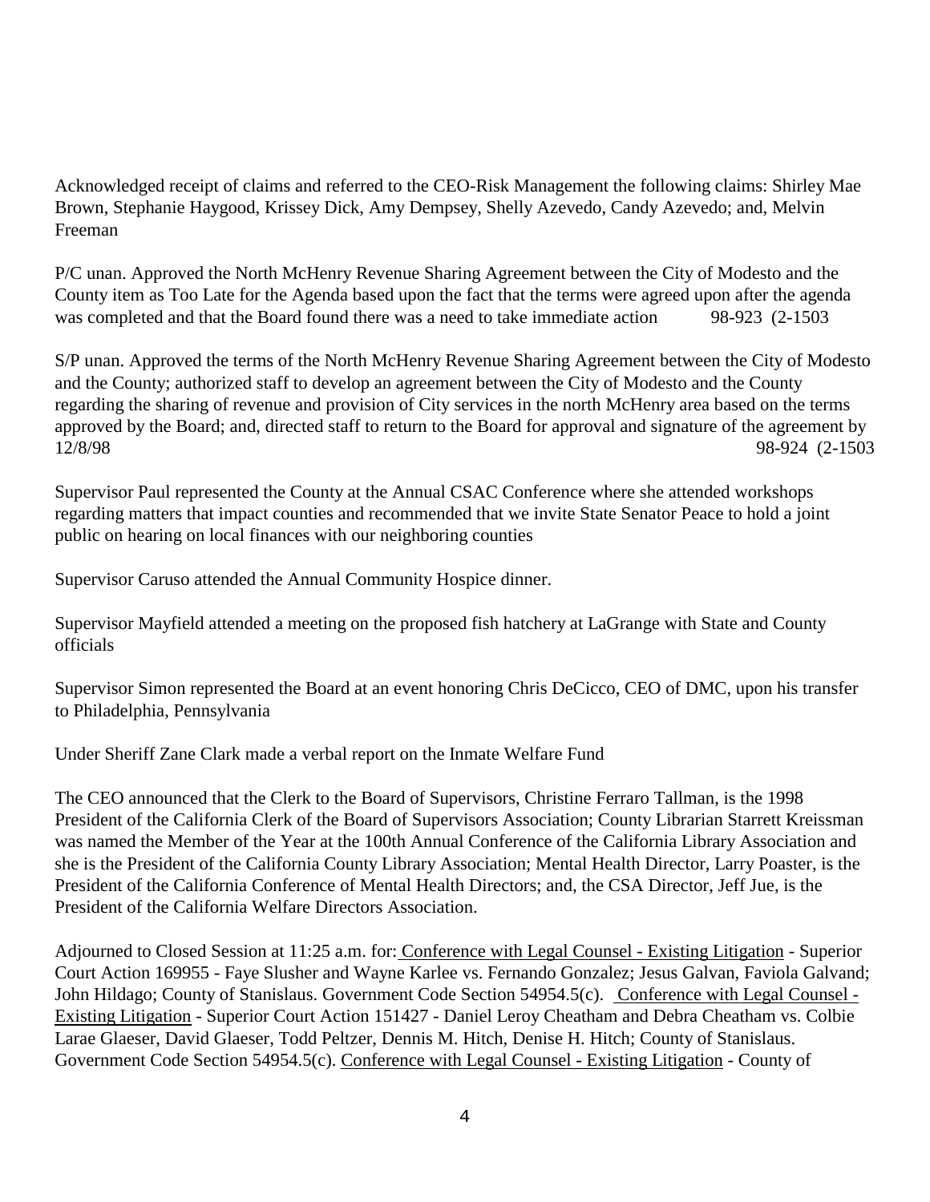Acknowledged receipt of claims and referred to the CEO-Risk Management the following claims: Shirley Mae Brown, Stephanie Haygood, Krissey Dick, Amy Dempsey, Shelly Azevedo, Candy Azevedo; and, Melvin Freeman

P/C unan. Approved the North McHenry Revenue Sharing Agreement between the City of Modesto and the County item as Too Late for the Agenda based upon the fact that the terms were agreed upon after the agenda was completed and that the Board found there was a need to take immediate action 98-923 (2-1503

S/P unan. Approved the terms of the North McHenry Revenue Sharing Agreement between the City of Modesto and the County; authorized staff to develop an agreement between the City of Modesto and the County regarding the sharing of revenue and provision of City services in the north McHenry area based on the terms approved by the Board; and, directed staff to return to the Board for approval and signature of the agreement by 12/8/98 98-924 (2-1503

Supervisor Paul represented the County at the Annual CSAC Conference where she attended workshops regarding matters that impact counties and recommended that we invite State Senator Peace to hold a joint public on hearing on local finances with our neighboring counties

Supervisor Caruso attended the Annual Community Hospice dinner.

Supervisor Mayfield attended a meeting on the proposed fish hatchery at LaGrange with State and County officials

Supervisor Simon represented the Board at an event honoring Chris DeCicco, CEO of DMC, upon his transfer to Philadelphia, Pennsylvania

Under Sheriff Zane Clark made a verbal report on the Inmate Welfare Fund

The CEO announced that the Clerk to the Board of Supervisors, Christine Ferraro Tallman, is the 1998 President of the California Clerk of the Board of Supervisors Association; County Librarian Starrett Kreissman was named the Member of the Year at the 100th Annual Conference of the California Library Association and she is the President of the California County Library Association; Mental Health Director, Larry Poaster, is the President of the California Conference of Mental Health Directors; and, the CSA Director, Jeff Jue, is the President of the California Welfare Directors Association.

Adjourned to Closed Session at 11:25 a.m. for: Conference with Legal Counsel - Existing Litigation - Superior Court Action 169955 - Faye Slusher and Wayne Karlee vs. Fernando Gonzalez; Jesus Galvan, Faviola Galvand; John Hildago; County of Stanislaus. Government Code Section 54954.5(c). Conference with Legal Counsel - Existing Litigation - Superior Court Action 151427 - Daniel Leroy Cheatham and Debra Cheatham vs. Colbie Larae Glaeser, David Glaeser, Todd Peltzer, Dennis M. Hitch, Denise H. Hitch; County of Stanislaus. Government Code Section 54954.5(c). Conference with Legal Counsel - Existing Litigation - County of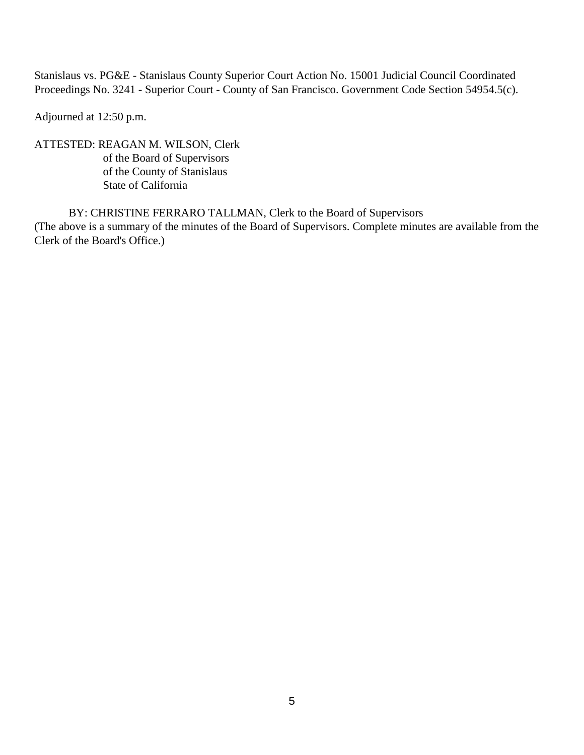Stanislaus vs. PG&E - Stanislaus County Superior Court Action No. 15001 Judicial Council Coordinated Proceedings No. 3241 - Superior Court - County of San Francisco. Government Code Section 54954.5(c).

Adjourned at 12:50 p.m.

ATTESTED: REAGAN M. WILSON, Clerk
of the Board of Supervisors
of the County of Stanislaus
State of California

BY: CHRISTINE FERRARO TALLMAN, Clerk to the Board of Supervisors

(The above is a summary of the minutes of the Board of Supervisors. Complete minutes are available from the Clerk of the Board's Office.)